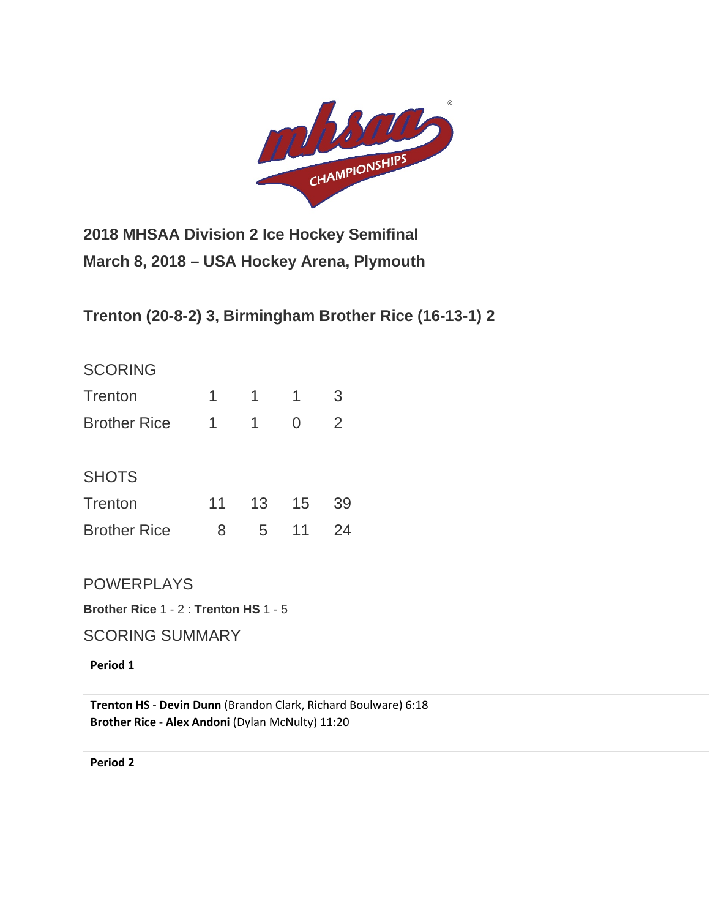## 2018 MHSAA Division 2 Ice Hockey Semifinal

## March 8, 2018 – USA Hockey Arena, Plymouth

## Trenton (20-8-2) 3, Birmingham Brother Rice (16-13-1) 2

### SCORING

| | | | | |
|---|---|---|---|---|
| Trenton | 1 | 1 | 1 | 3 |
| Brother Rice | 1 | 1 | 0 | 2 |

### SHOTS

| | | | | |
|---|---|---|---|---|
| Trenton | 11 | 13 | 15 | 39 |
| Brother Rice | 8 | 5 | 11 | 24 |

### POWERPLAYS

**Brother Rice** 1 - 2 : **Trenton HS** 1 - 5

### SCORING SUMMARY

**Period 1**

**Trenton HS** - **Devin Dunn** (Brandon Clark, Richard Boulware) 6:18
**Brother Rice** - **Alex Andoni** (Dylan McNulty) 11:20

**Period 2**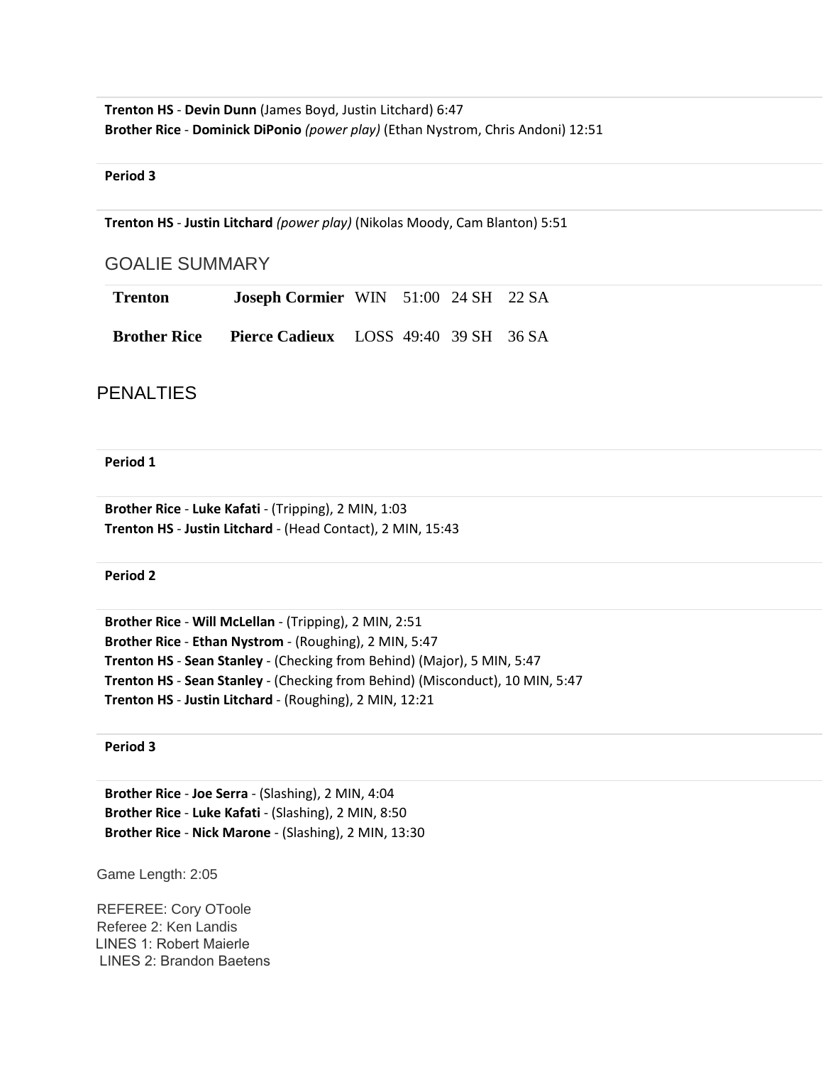**Trenton HS** - **Devin Dunn** (James Boyd, Justin Litchard) 6:47
**Brother Rice** - **Dominick DiPonio** *(power play)* (Ethan Nystrom, Chris Andoni) 12:51

**Period 3**

**Trenton HS** - **Justin Litchard** *(power play)* (Nikolas Moody, Cam Blanton) 5:51

## GOALIE SUMMARY

| | | | | | |
|---|---|---|---|---|---|
| **Trenton** | **Joseph Cormier** | WIN | 51:00 | 24 SH | 22 SA |
| **Brother Rice** | **Pierce Cadieux** | LOSS | 49:40 | 39 SH | 36 SA |

## PENALTIES

**Period 1**

**Brother Rice** - **Luke Kafati** - (Tripping), 2 MIN, 1:03
**Trenton HS** - **Justin Litchard** - (Head Contact), 2 MIN, 15:43

**Period 2**

**Brother Rice** - **Will McLellan** - (Tripping), 2 MIN, 2:51
**Brother Rice** - **Ethan Nystrom** - (Roughing), 2 MIN, 5:47
**Trenton HS** - **Sean Stanley** - (Checking from Behind) (Major), 5 MIN, 5:47
**Trenton HS** - **Sean Stanley** - (Checking from Behind) (Misconduct), 10 MIN, 5:47
**Trenton HS** - **Justin Litchard** - (Roughing), 2 MIN, 12:21

**Period 3**

**Brother Rice** - **Joe Serra** - (Slashing), 2 MIN, 4:04
**Brother Rice** - **Luke Kafati** - (Slashing), 2 MIN, 8:50
**Brother Rice** - **Nick Marone** - (Slashing), 2 MIN, 13:30

Game Length: 2:05

REFEREE: Cory OToole
Referee 2: Ken Landis
LINES 1: Robert Maierle
LINES 2: Brandon Baetens